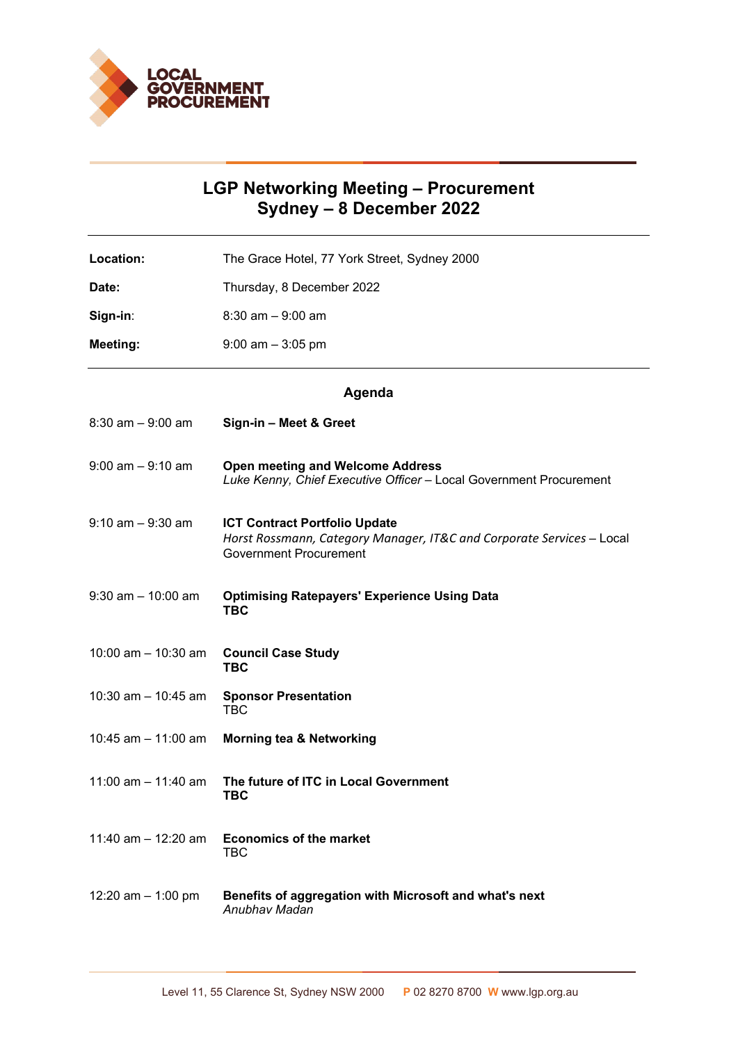LOCAL GOVERNMENT PROCUREMENT

# LGP Networking Meeting – Procurement
# Sydney – 8 December 2022

| | |
|---|---|
| **Location:** | The Grace Hotel, 77 York Street, Sydney 2000 |
| **Date:** | Thursday, 8 December 2022 |
| **Sign-in**: | 8:30 am – 9:00 am |
| **Meeting:** | 9:00 am – 3:05 pm |

## Agenda

| | |
|---|---|
| 8:30 am – 9:00 am | **Sign-in – Meet & Greet** |
| 9:00 am – 9:10 am | **Open meeting and Welcome Address**<br>*Luke Kenny, Chief Executive Officer* – Local Government Procurement |
| 9:10 am – 9:30 am | **ICT Contract Portfolio Update**<br>*Horst Rossmann, Category Manager, IT&C and Corporate Services* – Local Government Procurement |
| 9:30 am – 10:00 am | **Optimising Ratepayers' Experience Using Data**<br>**TBC** |
| 10:00 am – 10:30 am | **Council Case Study**<br>**TBC** |
| 10:30 am – 10:45 am | **Sponsor Presentation**<br>TBC |
| 10:45 am – 11:00 am | **Morning tea & Networking** |
| 11:00 am – 11:40 am | **The future of ITC in Local Government**<br>**TBC** |
| 11:40 am – 12:20 am | **Economics of the market**<br>TBC |
| 12:20 am – 1:00 pm | **Benefits of aggregation with Microsoft and what's next**<br>*Anubhav Madan* |

Level 11, 55 Clarence St, Sydney NSW 2000 **P** 02 8270 8700 **W** www.lgp.org.au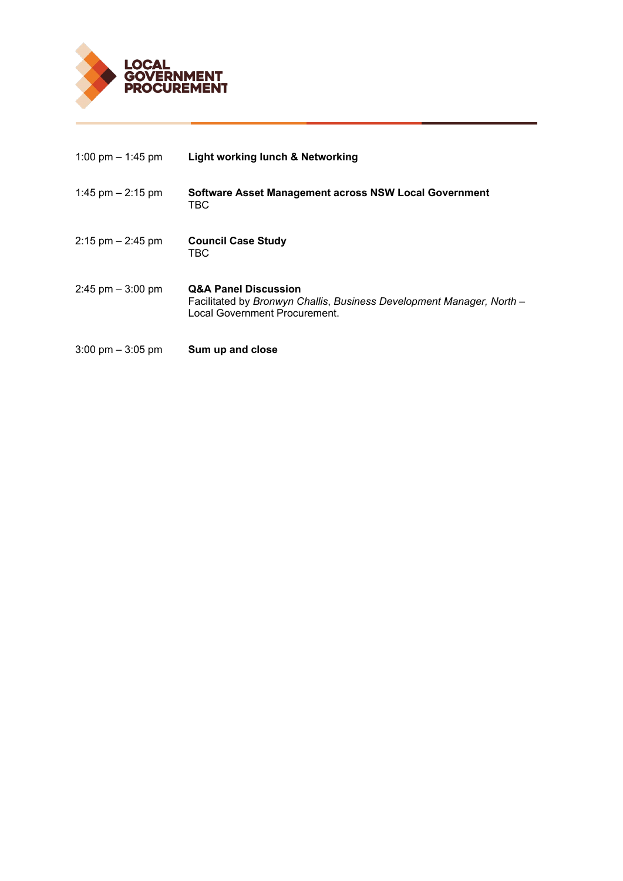| | |
|---|---|
| 1:00 pm – 1:45 pm | **Light working lunch & Networking** |
| 1:45 pm – 2:15 pm | **Software Asset Management across NSW Local Government**<br>TBC |
| 2:15 pm – 2:45 pm | **Council Case Study**<br>TBC |
| 2:45 pm – 3:00 pm | **Q&A Panel Discussion**<br>Facilitated by *Bronwyn Challis*, *Business Development Manager, North* – Local Government Procurement. |
| 3:00 pm – 3:05 pm | **Sum up and close** |